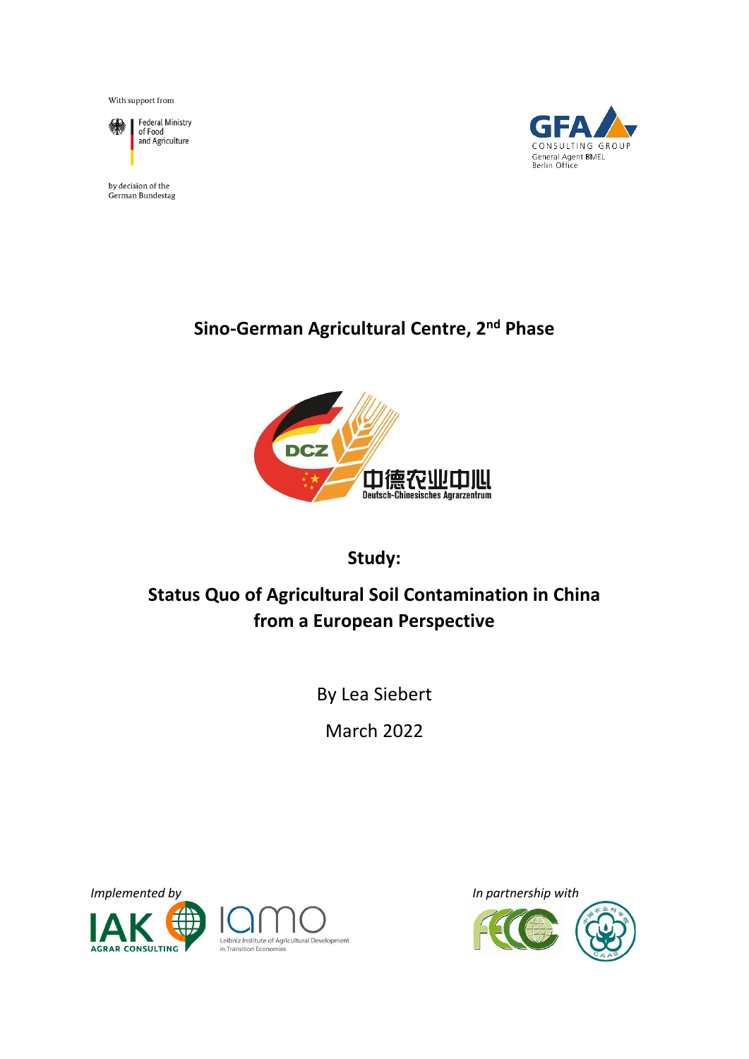With support from

Federal Ministry of Food and Agriculture

by decision of the German Bundestag

GFA CONSULTING GROUP
General Agent BMEL
Berlin Office

# Sino-German Agricultural Centre, 2nd Phase

DCZ
中德农业中心
Deutsch-Chinesisches Agrarzentrum

## Study:

## Status Quo of Agricultural Soil Contamination in China from a European Perspective

By Lea Siebert

March 2022

*Implemented by*

IAK AGRAR CONSULTING

IAMO Leibniz Institute of Agricultural Development in Transition Economies

*In partnership with*

FECC

CAAS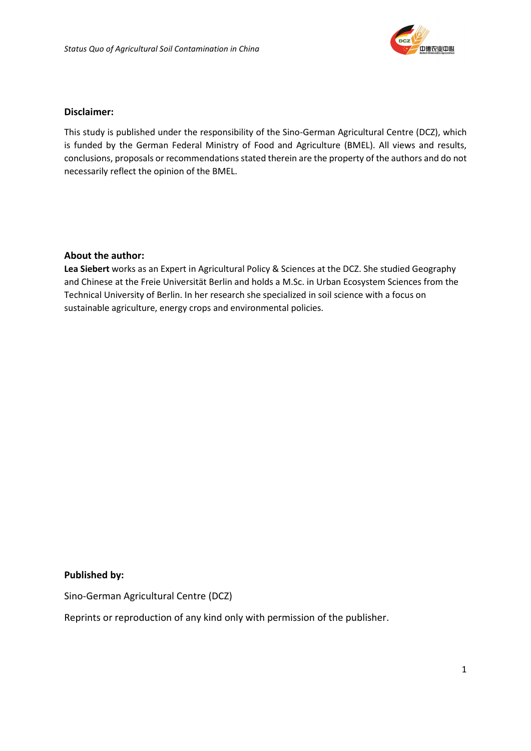**Disclaimer:**

This study is published under the responsibility of the Sino-German Agricultural Centre (DCZ), which is funded by the German Federal Ministry of Food and Agriculture (BMEL). All views and results, conclusions, proposals or recommendations stated therein are the property of the authors and do not necessarily reflect the opinion of the BMEL.

**About the author:**

**Lea Siebert** works as an Expert in Agricultural Policy & Sciences at the DCZ. She studied Geography and Chinese at the Freie Universität Berlin and holds a M.Sc. in Urban Ecosystem Sciences from the Technical University of Berlin. In her research she specialized in soil science with a focus on sustainable agriculture, energy crops and environmental policies.

**Published by:**

Sino-German Agricultural Centre (DCZ)

Reprints or reproduction of any kind only with permission of the publisher.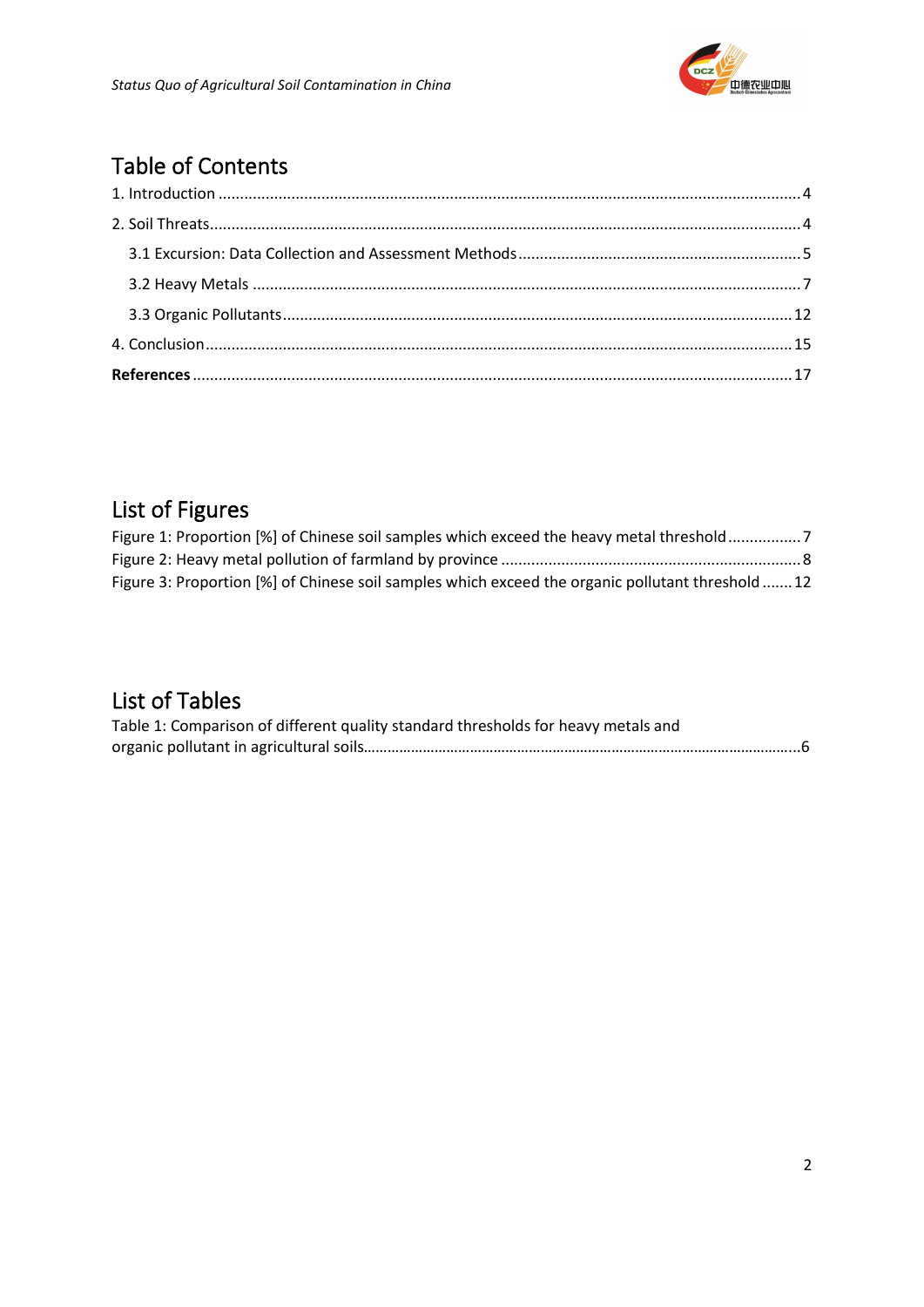## Table of Contents

1. Introduction ..... 4

2. Soil Threats ..... 4

- 3.1 Excursion: Data Collection and Assessment Methods ..... 5
- 3.2 Heavy Metals ..... 7
- 3.3 Organic Pollutants ..... 12

4. Conclusion ..... 15

**References** ..... 17

## List of Figures

Figure 1: Proportion [%] of Chinese soil samples which exceed the heavy metal threshold ..... 7

Figure 2: Heavy metal pollution of farmland by province ..... 8

Figure 3: Proportion [%] of Chinese soil samples which exceed the organic pollutant threshold ..... 12

## List of Tables

Table 1: Comparison of different quality standard thresholds for heavy metals and organic pollutant in agricultural soils ..... 6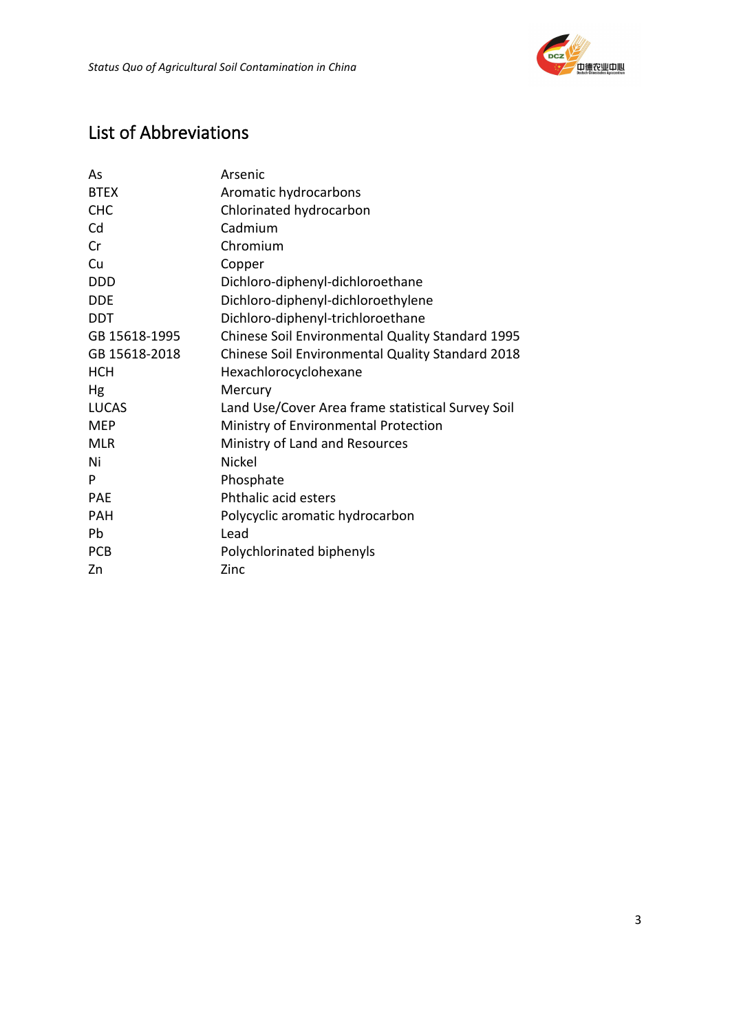## List of Abbreviations

| | |
|---|---|
| As | Arsenic |
| BTEX | Aromatic hydrocarbons |
| CHC | Chlorinated hydrocarbon |
| Cd | Cadmium |
| Cr | Chromium |
| Cu | Copper |
| DDD | Dichloro-diphenyl-dichloroethane |
| DDE | Dichloro-diphenyl-dichloroethylene |
| DDT | Dichloro-diphenyl-trichloroethane |
| GB 15618-1995 | Chinese Soil Environmental Quality Standard 1995 |
| GB 15618-2018 | Chinese Soil Environmental Quality Standard 2018 |
| HCH | Hexachlorocyclohexane |
| Hg | Mercury |
| LUCAS | Land Use/Cover Area frame statistical Survey Soil |
| MEP | Ministry of Environmental Protection |
| MLR | Ministry of Land and Resources |
| Ni | Nickel |
| P | Phosphate |
| PAE | Phthalic acid esters |
| PAH | Polycyclic aromatic hydrocarbon |
| Pb | Lead |
| PCB | Polychlorinated biphenyls |
| Zn | Zinc |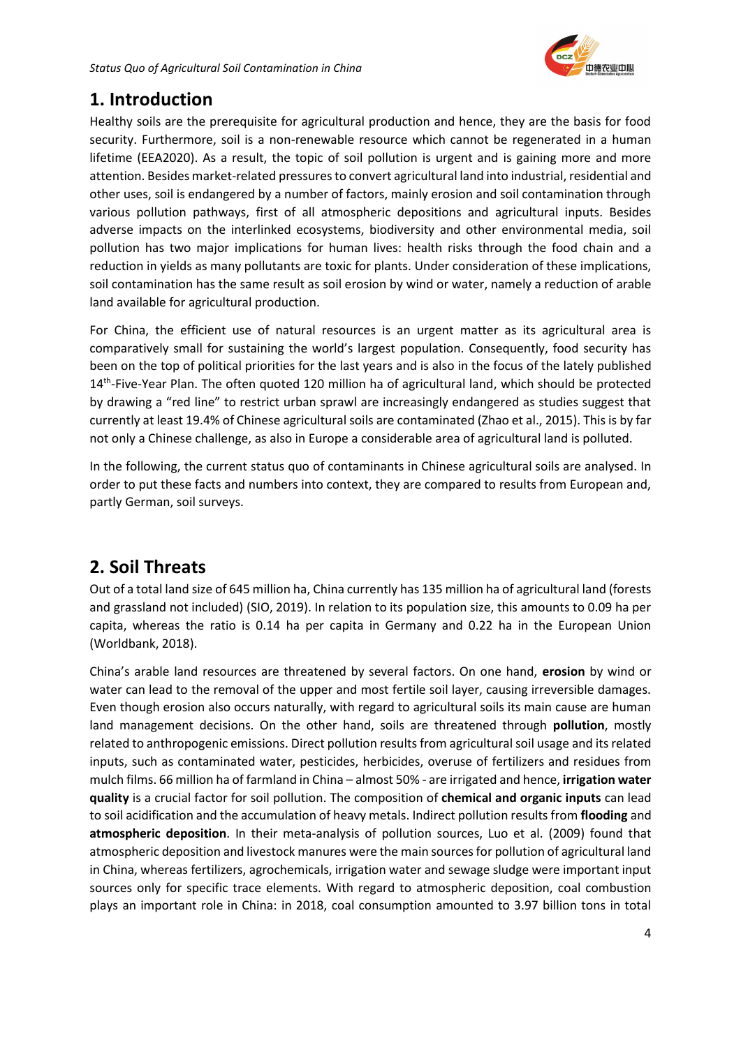# 1. Introduction

Healthy soils are the prerequisite for agricultural production and hence, they are the basis for food security. Furthermore, soil is a non-renewable resource which cannot be regenerated in a human lifetime (EEA2020). As a result, the topic of soil pollution is urgent and is gaining more and more attention. Besides market-related pressures to convert agricultural land into industrial, residential and other uses, soil is endangered by a number of factors, mainly erosion and soil contamination through various pollution pathways, first of all atmospheric depositions and agricultural inputs. Besides adverse impacts on the interlinked ecosystems, biodiversity and other environmental media, soil pollution has two major implications for human lives: health risks through the food chain and a reduction in yields as many pollutants are toxic for plants. Under consideration of these implications, soil contamination has the same result as soil erosion by wind or water, namely a reduction of arable land available for agricultural production.

For China, the efficient use of natural resources is an urgent matter as its agricultural area is comparatively small for sustaining the world's largest population. Consequently, food security has been on the top of political priorities for the last years and is also in the focus of the lately published 14th-Five-Year Plan. The often quoted 120 million ha of agricultural land, which should be protected by drawing a "red line" to restrict urban sprawl are increasingly endangered as studies suggest that currently at least 19.4% of Chinese agricultural soils are contaminated (Zhao et al., 2015). This is by far not only a Chinese challenge, as also in Europe a considerable area of agricultural land is polluted.

In the following, the current status quo of contaminants in Chinese agricultural soils are analysed. In order to put these facts and numbers into context, they are compared to results from European and, partly German, soil surveys.

# 2. Soil Threats

Out of a total land size of 645 million ha, China currently has 135 million ha of agricultural land (forests and grassland not included) (SIO, 2019). In relation to its population size, this amounts to 0.09 ha per capita, whereas the ratio is 0.14 ha per capita in Germany and 0.22 ha in the European Union (Worldbank, 2018).

China's arable land resources are threatened by several factors. On one hand, **erosion** by wind or water can lead to the removal of the upper and most fertile soil layer, causing irreversible damages. Even though erosion also occurs naturally, with regard to agricultural soils its main cause are human land management decisions. On the other hand, soils are threatened through **pollution**, mostly related to anthropogenic emissions. Direct pollution results from agricultural soil usage and its related inputs, such as contaminated water, pesticides, herbicides, overuse of fertilizers and residues from mulch films. 66 million ha of farmland in China – almost 50% - are irrigated and hence, **irrigation water quality** is a crucial factor for soil pollution. The composition of **chemical and organic inputs** can lead to soil acidification and the accumulation of heavy metals. Indirect pollution results from **flooding** and **atmospheric deposition**. In their meta-analysis of pollution sources, Luo et al. (2009) found that atmospheric deposition and livestock manures were the main sources for pollution of agricultural land in China, whereas fertilizers, agrochemicals, irrigation water and sewage sludge were important input sources only for specific trace elements. With regard to atmospheric deposition, coal combustion plays an important role in China: in 2018, coal consumption amounted to 3.97 billion tons in total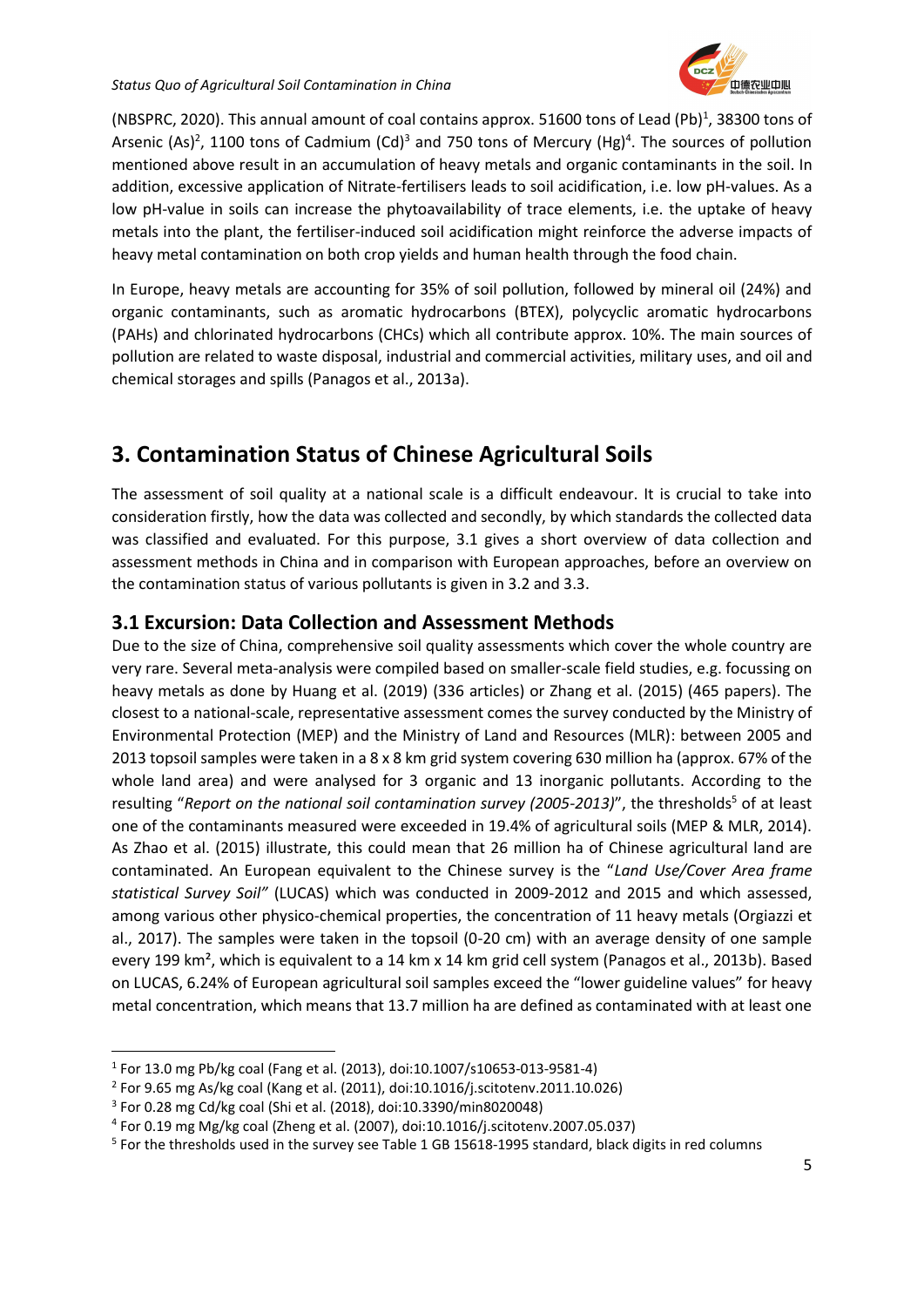(NBSPRC, 2020). This annual amount of coal contains approx. 51600 tons of Lead (Pb)[1], 38300 tons of Arsenic (As)[2], 1100 tons of Cadmium (Cd)[3] and 750 tons of Mercury (Hg)[4]. The sources of pollution mentioned above result in an accumulation of heavy metals and organic contaminants in the soil. In addition, excessive application of Nitrate-fertilisers leads to soil acidification, i.e. low pH-values. As a low pH-value in soils can increase the phytoavailability of trace elements, i.e. the uptake of heavy metals into the plant, the fertiliser-induced soil acidification might reinforce the adverse impacts of heavy metal contamination on both crop yields and human health through the food chain.

In Europe, heavy metals are accounting for 35% of soil pollution, followed by mineral oil (24%) and organic contaminants, such as aromatic hydrocarbons (BTEX), polycyclic aromatic hydrocarbons (PAHs) and chlorinated hydrocarbons (CHCs) which all contribute approx. 10%. The main sources of pollution are related to waste disposal, industrial and commercial activities, military uses, and oil and chemical storages and spills (Panagos et al., 2013a).

# 3. Contamination Status of Chinese Agricultural Soils

The assessment of soil quality at a national scale is a difficult endeavour. It is crucial to take into consideration firstly, how the data was collected and secondly, by which standards the collected data was classified and evaluated. For this purpose, 3.1 gives a short overview of data collection and assessment methods in China and in comparison with European approaches, before an overview on the contamination status of various pollutants is given in 3.2 and 3.3.

## 3.1 Excursion: Data Collection and Assessment Methods

Due to the size of China, comprehensive soil quality assessments which cover the whole country are very rare. Several meta-analysis were compiled based on smaller-scale field studies, e.g. focussing on heavy metals as done by Huang et al. (2019) (336 articles) or Zhang et al. (2015) (465 papers). The closest to a national-scale, representative assessment comes the survey conducted by the Ministry of Environmental Protection (MEP) and the Ministry of Land and Resources (MLR): between 2005 and 2013 topsoil samples were taken in a 8 x 8 km grid system covering 630 million ha (approx. 67% of the whole land area) and were analysed for 3 organic and 13 inorganic pollutants. According to the resulting "*Report on the national soil contamination survey (2005-2013)*", the thresholds[5] of at least one of the contaminants measured were exceeded in 19.4% of agricultural soils (MEP & MLR, 2014). As Zhao et al. (2015) illustrate, this could mean that 26 million ha of Chinese agricultural land are contaminated. An European equivalent to the Chinese survey is the "*Land Use/Cover Area frame statistical Survey Soil"* (LUCAS) which was conducted in 2009-2012 and 2015 and which assessed, among various other physico-chemical properties, the concentration of 11 heavy metals (Orgiazzi et al., 2017). The samples were taken in the topsoil (0-20 cm) with an average density of one sample every 199 km², which is equivalent to a 14 km x 14 km grid cell system (Panagos et al., 2013b). Based on LUCAS, 6.24% of European agricultural soil samples exceed the "lower guideline values" for heavy metal concentration, which means that 13.7 million ha are defined as contaminated with at least one

---

[1] For 13.0 mg Pb/kg coal (Fang et al. (2013), doi:10.1007/s10653-013-9581-4)

[2] For 9.65 mg As/kg coal (Kang et al. (2011), doi:10.1016/j.scitotenv.2011.10.026)

[3] For 0.28 mg Cd/kg coal (Shi et al. (2018), doi:10.3390/min8020048)

[4] For 0.19 mg Mg/kg coal (Zheng et al. (2007), doi:10.1016/j.scitotenv.2007.05.037)

[5] For the thresholds used in the survey see Table 1 GB 15618-1995 standard, black digits in red columns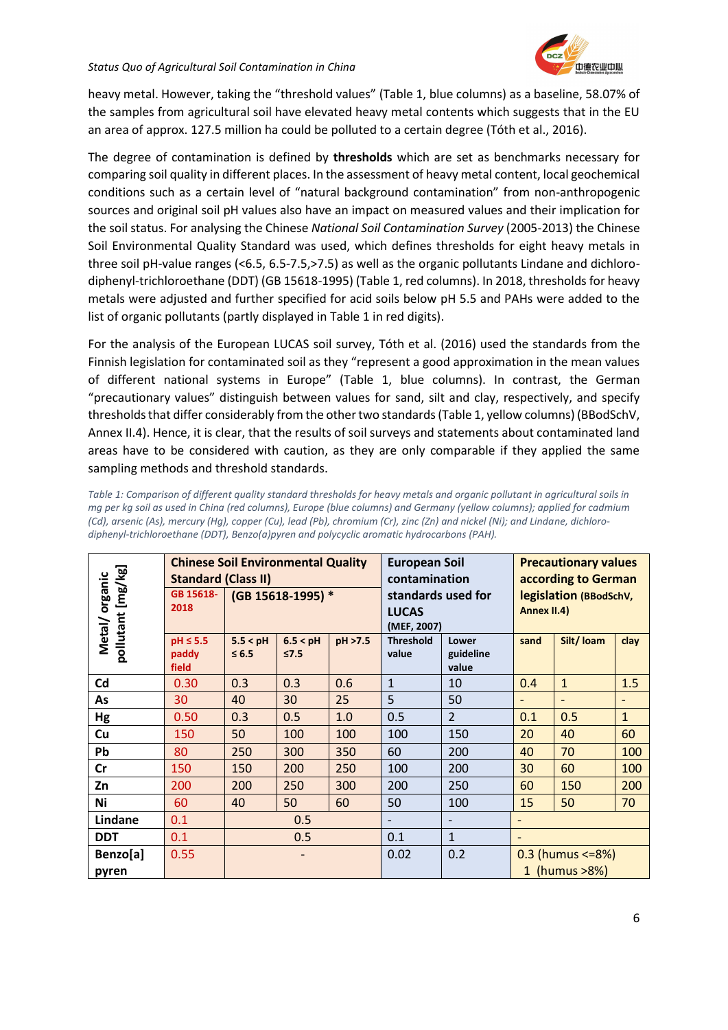heavy metal. However, taking the "threshold values" (Table 1, blue columns) as a baseline, 58.07% of the samples from agricultural soil have elevated heavy metal contents which suggests that in the EU an area of approx. 127.5 million ha could be polluted to a certain degree (Tóth et al., 2016).

The degree of contamination is defined by **thresholds** which are set as benchmarks necessary for comparing soil quality in different places. In the assessment of heavy metal content, local geochemical conditions such as a certain level of "natural background contamination" from non-anthropogenic sources and original soil pH values also have an impact on measured values and their implication for the soil status. For analysing the Chinese *National Soil Contamination Survey* (2005-2013) the Chinese Soil Environmental Quality Standard was used, which defines thresholds for eight heavy metals in three soil pH-value ranges (<6.5, 6.5-7.5,>7.5) as well as the organic pollutants Lindane and dichloro-diphenyl-trichloroethane (DDT) (GB 15618-1995) (Table 1, red columns). In 2018, thresholds for heavy metals were adjusted and further specified for acid soils below pH 5.5 and PAHs were added to the list of organic pollutants (partly displayed in Table 1 in red digits).

For the analysis of the European LUCAS soil survey, Tóth et al. (2016) used the standards from the Finnish legislation for contaminated soil as they "represent a good approximation in the mean values of different national systems in Europe" (Table 1, blue columns). In contrast, the German "precautionary values" distinguish between values for sand, silt and clay, respectively, and specify thresholds that differ considerably from the other two standards (Table 1, yellow columns) (BBodSchV, Annex II.4). Hence, it is clear, that the results of soil surveys and statements about contaminated land areas have to be considered with caution, as they are only comparable if they applied the same sampling methods and threshold standards.

*Table 1: Comparison of different quality standard thresholds for heavy metals and organic pollutant in agricultural soils in mg per kg soil as used in China (red columns), Europe (blue columns) and Germany (yellow columns); applied for cadmium (Cd), arsenic (As), mercury (Hg), copper (Cu), lead (Pb), chromium (Cr), zinc (Zn) and nickel (Ni); and Lindane, dichloro-diphenyl-trichloroethane (DDT), Benzo(a)pyren and polycyclic aromatic hydrocarbons (PAH).*

| Metal/ organic pollutant [mg/kg] | **Chinese Soil Environmental Quality Standard (Class II)** GB 15618-2018 | (GB 15618-1995) * | | | **European Soil contamination standards used for LUCAS** (MEF, 2007) | | **Precautionary values according to German legislation** (BBodSchV, Annex II.4) | | |
|---|---|---|---|---|---|---|---|---|---|
| | pH ≤ 5.5 paddy field | 5.5 < pH ≤ 6.5 | 6.5 < pH ≤7.5 | pH >7.5 | Threshold value | Lower guideline value | sand | Silt/ loam | clay |
| **Cd** | 0.30 | 0.3 | 0.3 | 0.6 | 1 | 10 | 0.4 | 1 | 1.5 |
| **As** | 30 | 40 | 30 | 25 | 5 | 50 | - | - | - |
| **Hg** | 0.50 | 0.3 | 0.5 | 1.0 | 0.5 | 2 | 0.1 | 0.5 | 1 |
| **Cu** | 150 | 50 | 100 | 100 | 100 | 150 | 20 | 40 | 60 |
| **Pb** | 80 | 250 | 300 | 350 | 60 | 200 | 40 | 70 | 100 |
| **Cr** | 150 | 150 | 200 | 250 | 100 | 200 | 30 | 60 | 100 |
| **Zn** | 200 | 200 | 250 | 300 | 200 | 250 | 60 | 150 | 200 |
| **Ni** | 60 | 40 | 50 | 60 | 50 | 100 | 15 | 50 | 70 |
| **Lindane** | 0.1 | 0.5 | | | - | - | - | | |
| **DDT** | 0.1 | 0.5 | | | 0.1 | 1 | - | | |
| **Benzo[a] pyren** | 0.55 | - | | | 0.02 | 0.2 | 0.3 (humus <=8%) 1 (humus >8%) | | |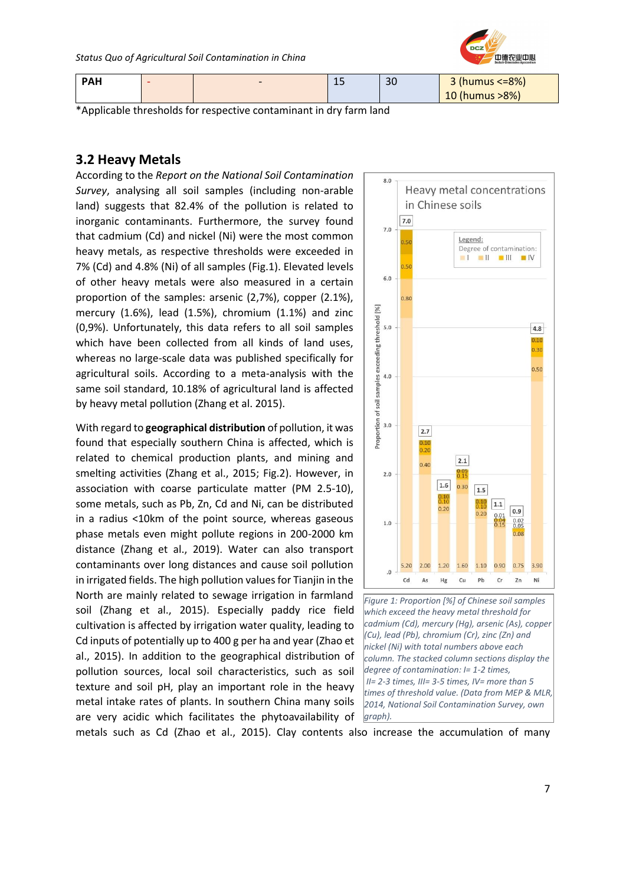| PAH | - | - | 15 | 30 | 3 (humus <=8%) 10 (humus >8%) |
|---|---|---|---|---|---|

*Applicable thresholds for respective contaminant in dry farm land

## 3.2 Heavy Metals

According to the *Report on the National Soil Contamination Survey*, analysing all soil samples (including non-arable land) suggests that 82.4% of the pollution is related to inorganic contaminants. Furthermore, the survey found that cadmium (Cd) and nickel (Ni) were the most common heavy metals, as respective thresholds were exceeded in 7% (Cd) and 4.8% (Ni) of all samples (Fig.1). Elevated levels of other heavy metals were also measured in a certain proportion of the samples: arsenic (2,7%), copper (2.1%), mercury (1.6%), lead (1.5%), chromium (1.1%) and zinc (0,9%). Unfortunately, this data refers to all soil samples which have been collected from all kinds of land uses, whereas no large-scale data was published specifically for agricultural soils. According to a meta-analysis with the same soil standard, 10.18% of agricultural land is affected by heavy metal pollution (Zhang et al. 2015).

With regard to **geographical distribution** of pollution, it was found that especially southern China is affected, which is related to chemical production plants, and mining and smelting activities (Zhang et al., 2015; Fig.2). However, in association with coarse particulate matter (PM 2.5-10), some metals, such as Pb, Zn, Cd and Ni, can be distributed in a radius <10km of the point source, whereas gaseous phase metals even might pollute regions in 200-2000 km distance (Zhang et al., 2019). Water can also transport contaminants over long distances and cause soil pollution in irrigated fields. The high pollution values for Tianjin in the North are mainly related to sewage irrigation in farmland soil (Zhang et al., 2015). Especially paddy rice field cultivation is affected by irrigation water quality, leading to Cd inputs of potentially up to 400 g per ha and year (Zhao et al., 2015). In addition to the geographical distribution of pollution sources, local soil characteristics, such as soil texture and soil pH, play an important role in the heavy metal intake rates of plants. In southern China many soils are very acidic which facilitates the phytoavailability of metals such as Cd (Zhao et al., 2015). Clay contents also increase the accumulation of many

*Figure 1: Proportion [%] of Chinese soil samples which exceed the heavy metal threshold for cadmium (Cd), mercury (Hg), arsenic (As), copper (Cu), lead (Pb), chromium (Cr), zinc (Zn) and nickel (Ni) with total numbers above each column. The stacked column sections display the degree of contamination: I= 1-2 times, II= 2-3 times, III= 3-5 times, IV= more than 5 times of threshold value. (Data from MEP & MLR, 2014, National Soil Contamination Survey, own graph).*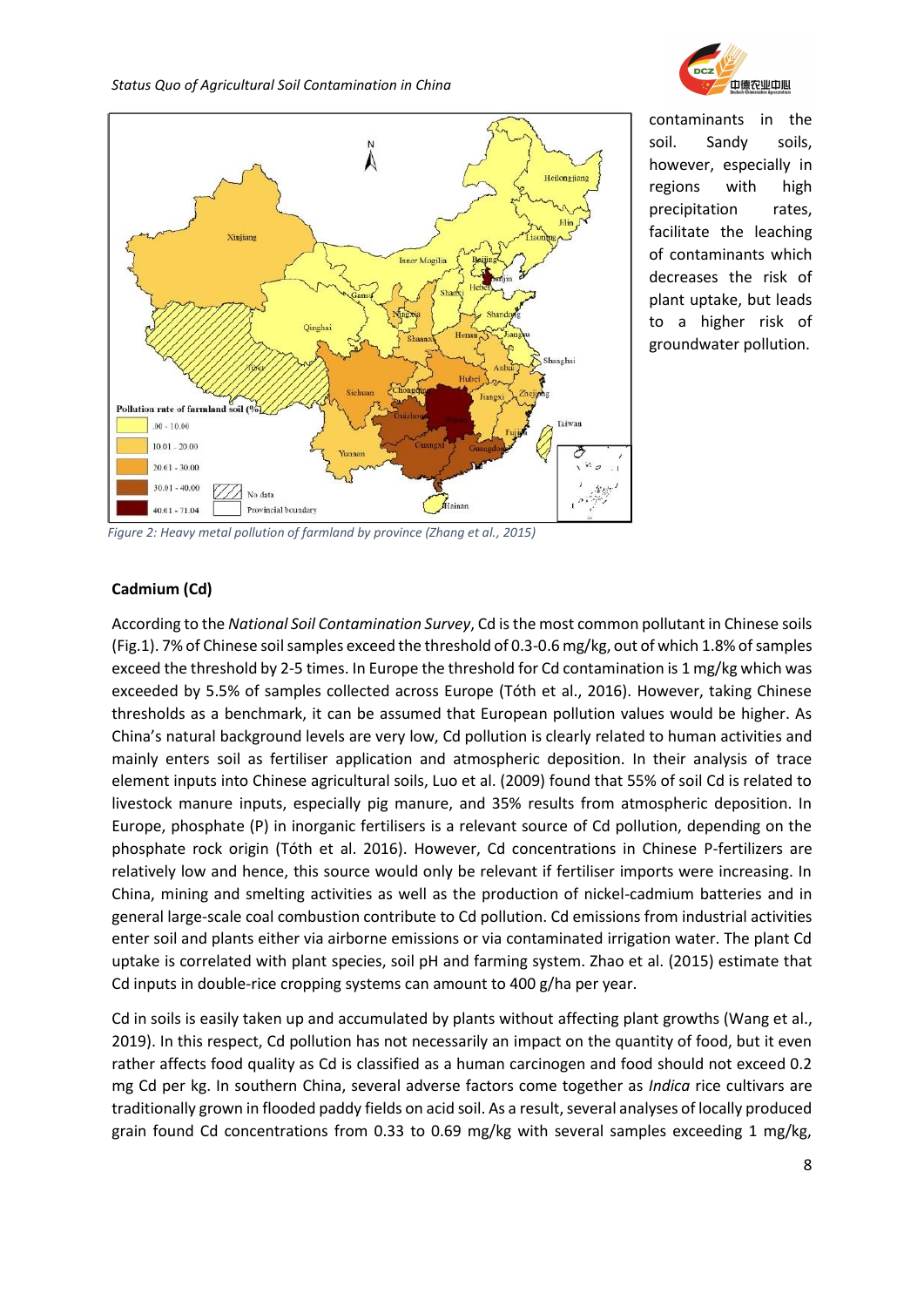contaminants in the soil. Sandy soils, however, especially in regions with high precipitation rates, facilitate the leaching of contaminants which decreases the risk of plant uptake, but leads to a higher risk of groundwater pollution.

*Figure 2: Heavy metal pollution of farmland by province (Zhang et al., 2015)*

**Cadmium (Cd)**

According to the *National Soil Contamination Survey*, Cd is the most common pollutant in Chinese soils (Fig.1). 7% of Chinese soil samples exceed the threshold of 0.3-0.6 mg/kg, out of which 1.8% of samples exceed the threshold by 2-5 times. In Europe the threshold for Cd contamination is 1 mg/kg which was exceeded by 5.5% of samples collected across Europe (Tóth et al., 2016). However, taking Chinese thresholds as a benchmark, it can be assumed that European pollution values would be higher. As China's natural background levels are very low, Cd pollution is clearly related to human activities and mainly enters soil as fertiliser application and atmospheric deposition. In their analysis of trace element inputs into Chinese agricultural soils, Luo et al. (2009) found that 55% of soil Cd is related to livestock manure inputs, especially pig manure, and 35% results from atmospheric deposition. In Europe, phosphate (P) in inorganic fertilisers is a relevant source of Cd pollution, depending on the phosphate rock origin (Tóth et al. 2016). However, Cd concentrations in Chinese P-fertilizers are relatively low and hence, this source would only be relevant if fertiliser imports were increasing. In China, mining and smelting activities as well as the production of nickel-cadmium batteries and in general large-scale coal combustion contribute to Cd pollution. Cd emissions from industrial activities enter soil and plants either via airborne emissions or via contaminated irrigation water. The plant Cd uptake is correlated with plant species, soil pH and farming system. Zhao et al. (2015) estimate that Cd inputs in double-rice cropping systems can amount to 400 g/ha per year.

Cd in soils is easily taken up and accumulated by plants without affecting plant growths (Wang et al., 2019). In this respect, Cd pollution has not necessarily an impact on the quantity of food, but it even rather affects food quality as Cd is classified as a human carcinogen and food should not exceed 0.2 mg Cd per kg. In southern China, several adverse factors come together as *Indica* rice cultivars are traditionally grown in flooded paddy fields on acid soil. As a result, several analyses of locally produced grain found Cd concentrations from 0.33 to 0.69 mg/kg with several samples exceeding 1 mg/kg,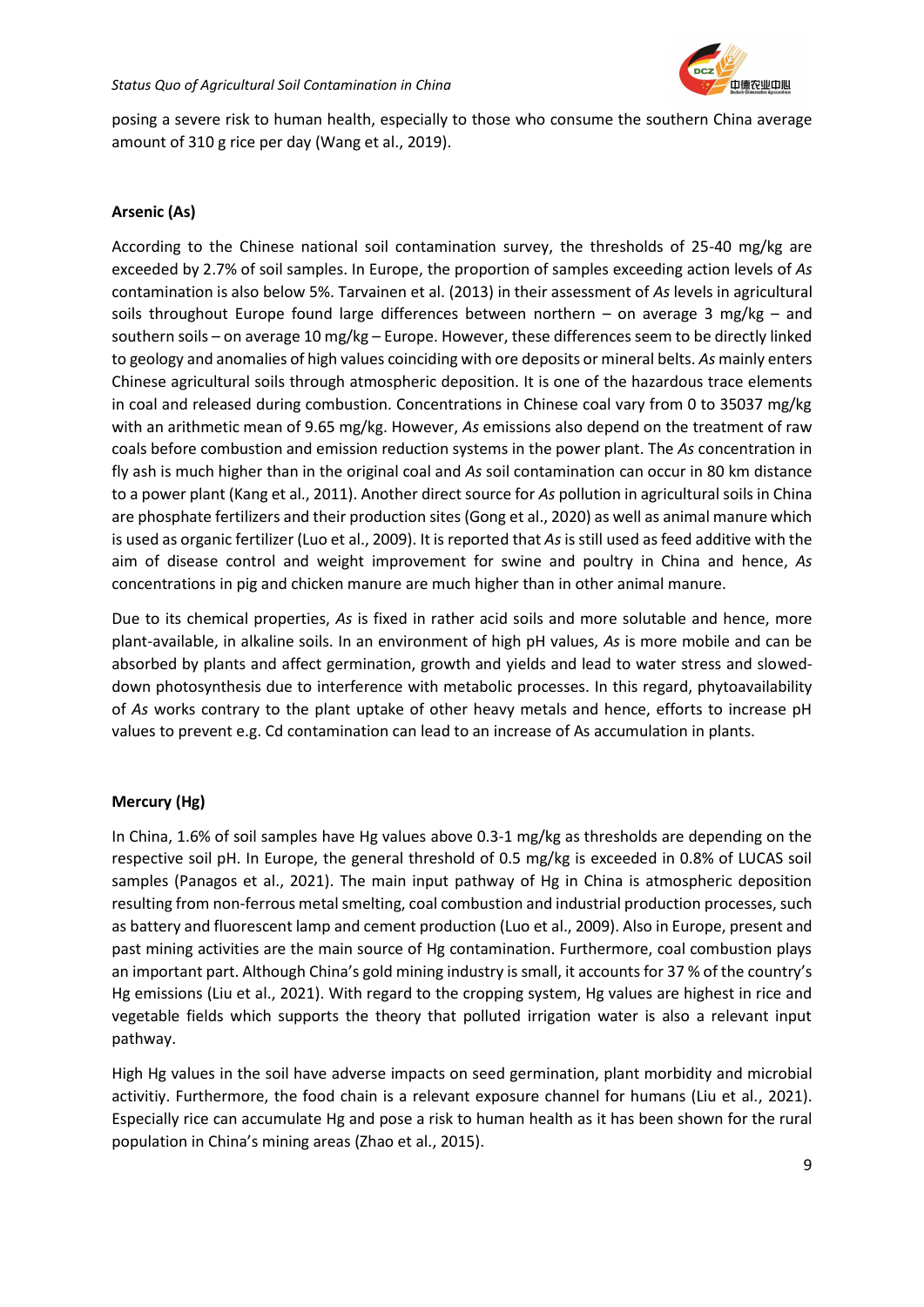posing a severe risk to human health, especially to those who consume the southern China average amount of 310 g rice per day (Wang et al., 2019).

### Arsenic (As)

According to the Chinese national soil contamination survey, the thresholds of 25-40 mg/kg are exceeded by 2.7% of soil samples. In Europe, the proportion of samples exceeding action levels of *As* contamination is also below 5%. Tarvainen et al. (2013) in their assessment of *As* levels in agricultural soils throughout Europe found large differences between northern – on average 3 mg/kg – and southern soils – on average 10 mg/kg – Europe. However, these differences seem to be directly linked to geology and anomalies of high values coinciding with ore deposits or mineral belts. *As* mainly enters Chinese agricultural soils through atmospheric deposition. It is one of the hazardous trace elements in coal and released during combustion. Concentrations in Chinese coal vary from 0 to 35037 mg/kg with an arithmetic mean of 9.65 mg/kg. However, *As* emissions also depend on the treatment of raw coals before combustion and emission reduction systems in the power plant. The *As* concentration in fly ash is much higher than in the original coal and *As* soil contamination can occur in 80 km distance to a power plant (Kang et al., 2011). Another direct source for *As* pollution in agricultural soils in China are phosphate fertilizers and their production sites (Gong et al., 2020) as well as animal manure which is used as organic fertilizer (Luo et al., 2009). It is reported that *As* is still used as feed additive with the aim of disease control and weight improvement for swine and poultry in China and hence, *As* concentrations in pig and chicken manure are much higher than in other animal manure.

Due to its chemical properties, *As* is fixed in rather acid soils and more solutable and hence, more plant-available, in alkaline soils. In an environment of high pH values, *As* is more mobile and can be absorbed by plants and affect germination, growth and yields and lead to water stress and slowed-down photosynthesis due to interference with metabolic processes. In this regard, phytoavailability of *As* works contrary to the plant uptake of other heavy metals and hence, efforts to increase pH values to prevent e.g. Cd contamination can lead to an increase of As accumulation in plants.

### Mercury (Hg)

In China, 1.6% of soil samples have Hg values above 0.3-1 mg/kg as thresholds are depending on the respective soil pH. In Europe, the general threshold of 0.5 mg/kg is exceeded in 0.8% of LUCAS soil samples (Panagos et al., 2021). The main input pathway of Hg in China is atmospheric deposition resulting from non-ferrous metal smelting, coal combustion and industrial production processes, such as battery and fluorescent lamp and cement production (Luo et al., 2009). Also in Europe, present and past mining activities are the main source of Hg contamination. Furthermore, coal combustion plays an important part. Although China's gold mining industry is small, it accounts for 37 % of the country's Hg emissions (Liu et al., 2021). With regard to the cropping system, Hg values are highest in rice and vegetable fields which supports the theory that polluted irrigation water is also a relevant input pathway.

High Hg values in the soil have adverse impacts on seed germination, plant morbidity and microbial activitiy. Furthermore, the food chain is a relevant exposure channel for humans (Liu et al., 2021). Especially rice can accumulate Hg and pose a risk to human health as it has been shown for the rural population in China's mining areas (Zhao et al., 2015).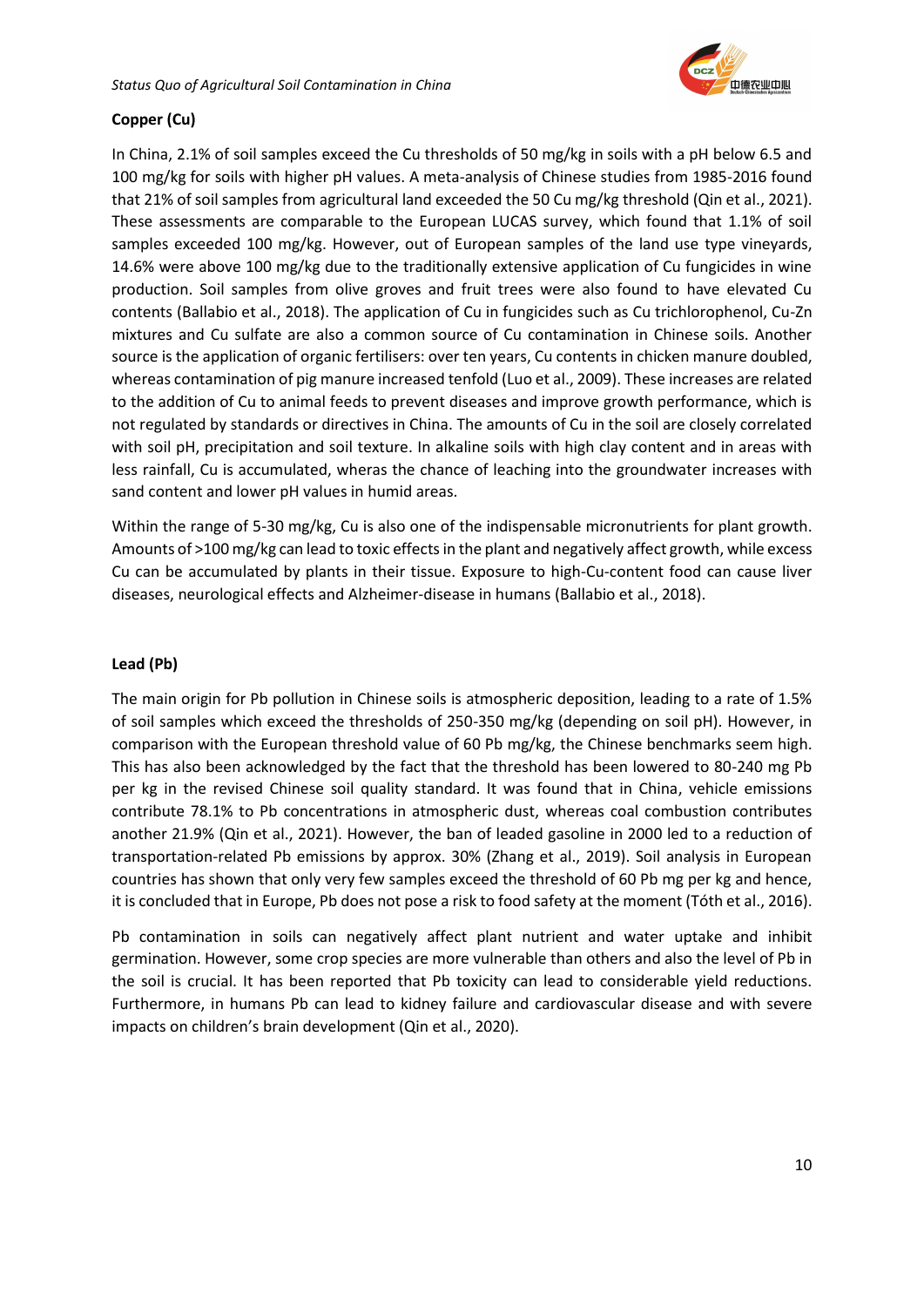**Copper (Cu)**

In China, 2.1% of soil samples exceed the Cu thresholds of 50 mg/kg in soils with a pH below 6.5 and 100 mg/kg for soils with higher pH values. A meta-analysis of Chinese studies from 1985-2016 found that 21% of soil samples from agricultural land exceeded the 50 Cu mg/kg threshold (Qin et al., 2021). These assessments are comparable to the European LUCAS survey, which found that 1.1% of soil samples exceeded 100 mg/kg. However, out of European samples of the land use type vineyards, 14.6% were above 100 mg/kg due to the traditionally extensive application of Cu fungicides in wine production. Soil samples from olive groves and fruit trees were also found to have elevated Cu contents (Ballabio et al., 2018). The application of Cu in fungicides such as Cu trichlorophenol, Cu-Zn mixtures and Cu sulfate are also a common source of Cu contamination in Chinese soils. Another source is the application of organic fertilisers: over ten years, Cu contents in chicken manure doubled, whereas contamination of pig manure increased tenfold (Luo et al., 2009). These increases are related to the addition of Cu to animal feeds to prevent diseases and improve growth performance, which is not regulated by standards or directives in China. The amounts of Cu in the soil are closely correlated with soil pH, precipitation and soil texture. In alkaline soils with high clay content and in areas with less rainfall, Cu is accumulated, wheras the chance of leaching into the groundwater increases with sand content and lower pH values in humid areas.

Within the range of 5-30 mg/kg, Cu is also one of the indispensable micronutrients for plant growth. Amounts of >100 mg/kg can lead to toxic effects in the plant and negatively affect growth, while excess Cu can be accumulated by plants in their tissue. Exposure to high-Cu-content food can cause liver diseases, neurological effects and Alzheimer-disease in humans (Ballabio et al., 2018).

**Lead (Pb)**

The main origin for Pb pollution in Chinese soils is atmospheric deposition, leading to a rate of 1.5% of soil samples which exceed the thresholds of 250-350 mg/kg (depending on soil pH). However, in comparison with the European threshold value of 60 Pb mg/kg, the Chinese benchmarks seem high. This has also been acknowledged by the fact that the threshold has been lowered to 80-240 mg Pb per kg in the revised Chinese soil quality standard. It was found that in China, vehicle emissions contribute 78.1% to Pb concentrations in atmospheric dust, whereas coal combustion contributes another 21.9% (Qin et al., 2021). However, the ban of leaded gasoline in 2000 led to a reduction of transportation-related Pb emissions by approx. 30% (Zhang et al., 2019). Soil analysis in European countries has shown that only very few samples exceed the threshold of 60 Pb mg per kg and hence, it is concluded that in Europe, Pb does not pose a risk to food safety at the moment (Tóth et al., 2016).

Pb contamination in soils can negatively affect plant nutrient and water uptake and inhibit germination. However, some crop species are more vulnerable than others and also the level of Pb in the soil is crucial. It has been reported that Pb toxicity can lead to considerable yield reductions. Furthermore, in humans Pb can lead to kidney failure and cardiovascular disease and with severe impacts on children's brain development (Qin et al., 2020).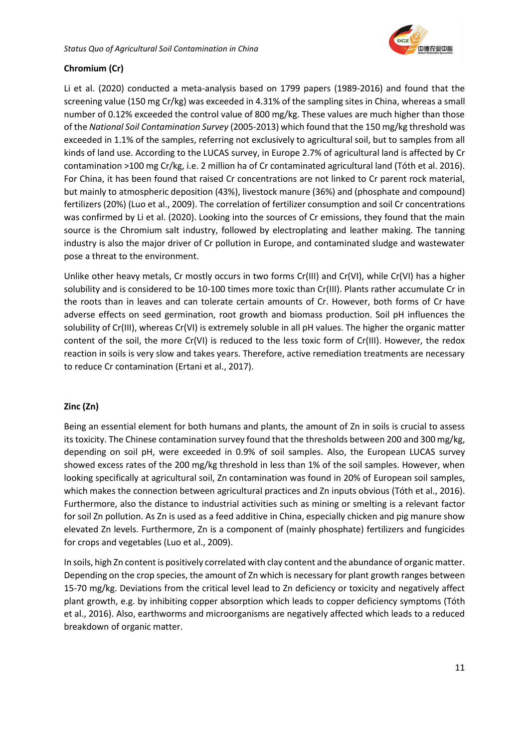**Chromium (Cr)**

Li et al. (2020) conducted a meta-analysis based on 1799 papers (1989-2016) and found that the screening value (150 mg Cr/kg) was exceeded in 4.31% of the sampling sites in China, whereas a small number of 0.12% exceeded the control value of 800 mg/kg. These values are much higher than those of the *National Soil Contamination Survey* (2005-2013) which found that the 150 mg/kg threshold was exceeded in 1.1% of the samples, referring not exclusively to agricultural soil, but to samples from all kinds of land use. According to the LUCAS survey, in Europe 2.7% of agricultural land is affected by Cr contamination >100 mg Cr/kg, i.e. 2 million ha of Cr contaminated agricultural land (Tóth et al. 2016). For China, it has been found that raised Cr concentrations are not linked to Cr parent rock material, but mainly to atmospheric deposition (43%), livestock manure (36%) and (phosphate and compound) fertilizers (20%) (Luo et al., 2009). The correlation of fertilizer consumption and soil Cr concentrations was confirmed by Li et al. (2020). Looking into the sources of Cr emissions, they found that the main source is the Chromium salt industry, followed by electroplating and leather making. The tanning industry is also the major driver of Cr pollution in Europe, and contaminated sludge and wastewater pose a threat to the environment.

Unlike other heavy metals, Cr mostly occurs in two forms Cr(III) and Cr(VI), while Cr(VI) has a higher solubility and is considered to be 10-100 times more toxic than Cr(III). Plants rather accumulate Cr in the roots than in leaves and can tolerate certain amounts of Cr. However, both forms of Cr have adverse effects on seed germination, root growth and biomass production. Soil pH influences the solubility of Cr(III), whereas Cr(VI) is extremely soluble in all pH values. The higher the organic matter content of the soil, the more Cr(VI) is reduced to the less toxic form of Cr(III). However, the redox reaction in soils is very slow and takes years. Therefore, active remediation treatments are necessary to reduce Cr contamination (Ertani et al., 2017).

**Zinc (Zn)**

Being an essential element for both humans and plants, the amount of Zn in soils is crucial to assess its toxicity. The Chinese contamination survey found that the thresholds between 200 and 300 mg/kg, depending on soil pH, were exceeded in 0.9% of soil samples. Also, the European LUCAS survey showed excess rates of the 200 mg/kg threshold in less than 1% of the soil samples. However, when looking specifically at agricultural soil, Zn contamination was found in 20% of European soil samples, which makes the connection between agricultural practices and Zn inputs obvious (Tóth et al., 2016). Furthermore, also the distance to industrial activities such as mining or smelting is a relevant factor for soil Zn pollution. As Zn is used as a feed additive in China, especially chicken and pig manure show elevated Zn levels. Furthermore, Zn is a component of (mainly phosphate) fertilizers and fungicides for crops and vegetables (Luo et al., 2009).

In soils, high Zn content is positively correlated with clay content and the abundance of organic matter. Depending on the crop species, the amount of Zn which is necessary for plant growth ranges between 15-70 mg/kg. Deviations from the critical level lead to Zn deficiency or toxicity and negatively affect plant growth, e.g. by inhibiting copper absorption which leads to copper deficiency symptoms (Tóth et al., 2016). Also, earthworms and microorganisms are negatively affected which leads to a reduced breakdown of organic matter.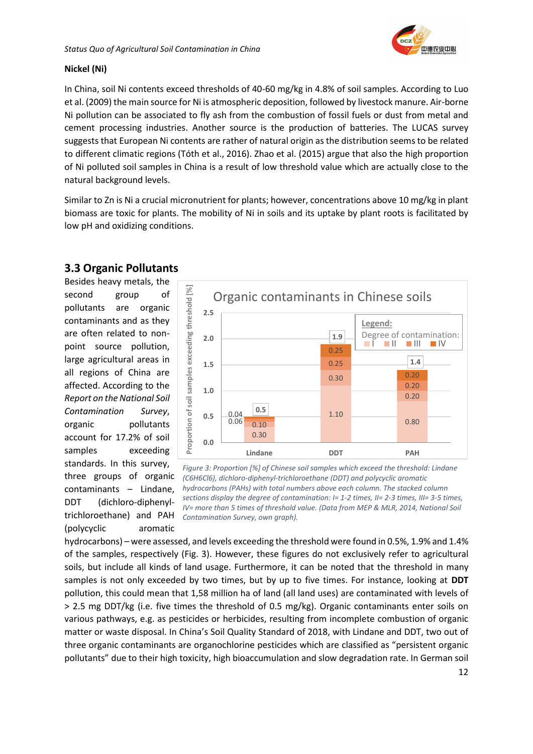## Nickel (Ni)

In China, soil Ni contents exceed thresholds of 40-60 mg/kg in 4.8% of soil samples. According to Luo et al. (2009) the main source for Ni is atmospheric deposition, followed by livestock manure. Air-borne Ni pollution can be associated to fly ash from the combustion of fossil fuels or dust from metal and cement processing industries. Another source is the production of batteries. The LUCAS survey suggests that European Ni contents are rather of natural origin as the distribution seems to be related to different climatic regions (Tóth et al., 2016). Zhao et al. (2015) argue that also the high proportion of Ni polluted soil samples in China is a result of low threshold value which are actually close to the natural background levels.

Similar to Zn is Ni a crucial micronutrient for plants; however, concentrations above 10 mg/kg in plant biomass are toxic for plants. The mobility of Ni in soils and its uptake by plant roots is facilitated by low pH and oxidizing conditions.

## 3.3 Organic Pollutants

Besides heavy metals, the second group of pollutants are organic contaminants and as they are often related to non-point source pollution, large agricultural areas in all regions of China are affected. According to the *Report on the National Soil Contamination Survey*, organic pollutants account for 17.2% of soil samples exceeding standards. In this survey, three groups of organic contaminants – Lindane, DDT (dichloro-diphenyl-trichloroethane) and PAH (polycyclic aromatic hydrocarbons) – were assessed, and levels exceeding the threshold were found in 0.5%, 1.9% and 1.4% of the samples, respectively (Fig. 3). However, these figures do not exclusively refer to agricultural soils, but include all kinds of land usage. Furthermore, it can be noted that the threshold in many samples is not only exceeded by two times, but by up to five times. For instance, looking at **DDT** pollution, this could mean that 1,58 million ha of land (all land uses) are contaminated with levels of > 2.5 mg DDT/kg (i.e. five times the threshold of 0.5 mg/kg). Organic contaminants enter soils on various pathways, e.g. as pesticides or herbicides, resulting from incomplete combustion of organic matter or waste disposal. In China's Soil Quality Standard of 2018, with Lindane and DDT, two out of three organic contaminants are organochlorine pesticides which are classified as "persistent organic pollutants" due to their high toxicity, high bioaccumulation and slow degradation rate. In German soil

Organic contaminants in Chinese soils

| Degree of contamination | Lindane | DDT | PAH |
|---|---|---|---|
| I | 0.30 | 1.10 | 0.80 |
| II | 0.10 | 0.30 | 0.20 |
| III | 0.06 | 0.25 | 0.20 |
| IV | 0.04 | 0.25 | 0.20 |
| Total | 0.5 | 1.9 | 1.4 |

*Figure 3: Proportion [%] of Chinese soil samples which exceed the threshold: Lindane ($C_6H_6Cl_6$), dichloro-diphenyl-trichloroethane (DDT) and polycyclic aromatic hydrocarbons (PAHs) with total numbers above each column. The stacked column sections display the degree of contamination: I= 1-2 times, II= 2-3 times, III= 3-5 times, IV= more than 5 times of threshold value. (Data from MEP & MLR, 2014, National Soil Contamination Survey, own graph).*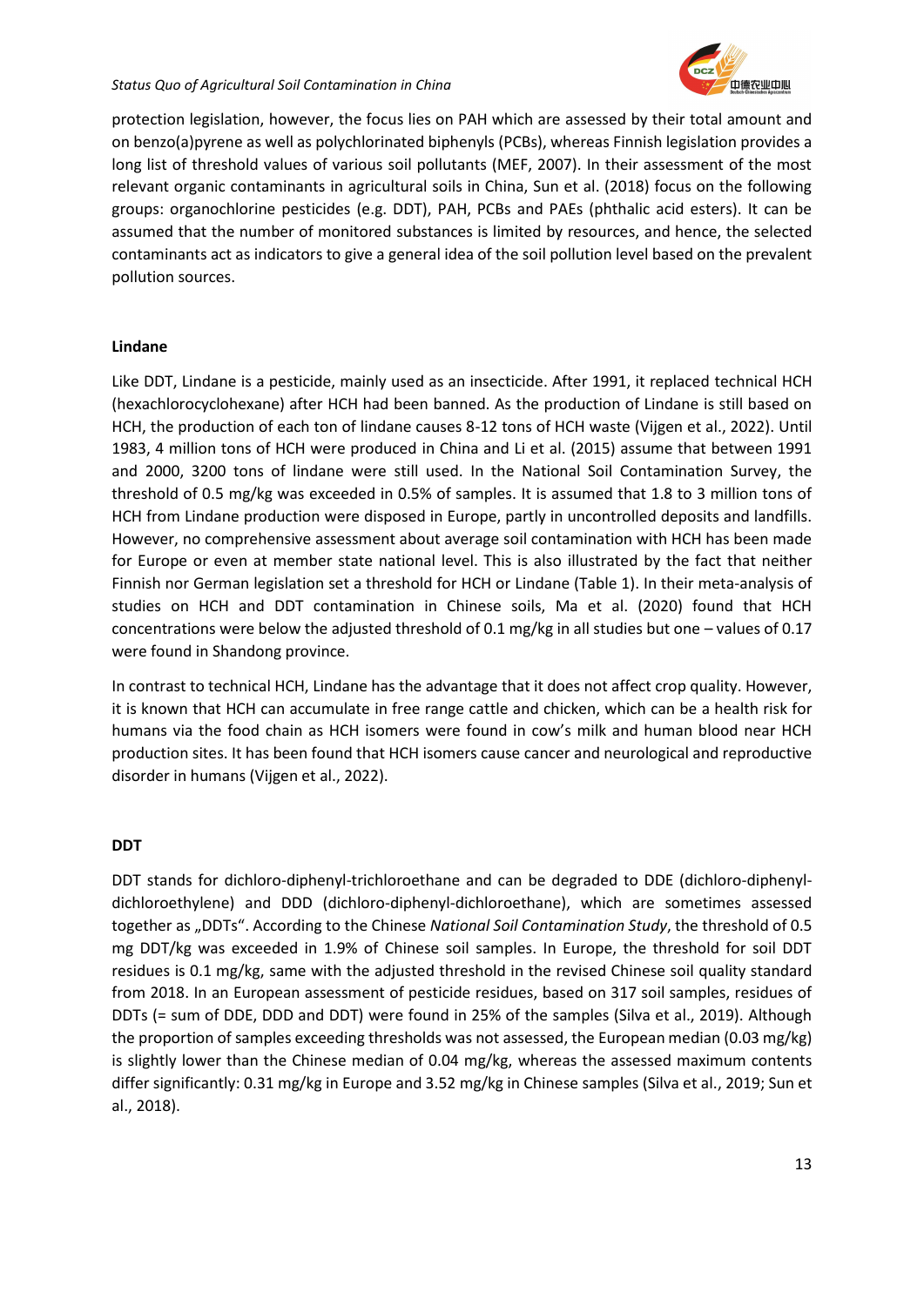protection legislation, however, the focus lies on PAH which are assessed by their total amount and on benzo(a)pyrene as well as polychlorinated biphenyls (PCBs), whereas Finnish legislation provides a long list of threshold values of various soil pollutants (MEF, 2007). In their assessment of the most relevant organic contaminants in agricultural soils in China, Sun et al. (2018) focus on the following groups: organochlorine pesticides (e.g. DDT), PAH, PCBs and PAEs (phthalic acid esters). It can be assumed that the number of monitored substances is limited by resources, and hence, the selected contaminants act as indicators to give a general idea of the soil pollution level based on the prevalent pollution sources.

**Lindane**

Like DDT, Lindane is a pesticide, mainly used as an insecticide. After 1991, it replaced technical HCH (hexachlorocyclohexane) after HCH had been banned. As the production of Lindane is still based on HCH, the production of each ton of lindane causes 8-12 tons of HCH waste (Vijgen et al., 2022). Until 1983, 4 million tons of HCH were produced in China and Li et al. (2015) assume that between 1991 and 2000, 3200 tons of lindane were still used. In the National Soil Contamination Survey, the threshold of 0.5 mg/kg was exceeded in 0.5% of samples. It is assumed that 1.8 to 3 million tons of HCH from Lindane production were disposed in Europe, partly in uncontrolled deposits and landfills. However, no comprehensive assessment about average soil contamination with HCH has been made for Europe or even at member state national level. This is also illustrated by the fact that neither Finnish nor German legislation set a threshold for HCH or Lindane (Table 1). In their meta-analysis of studies on HCH and DDT contamination in Chinese soils, Ma et al. (2020) found that HCH concentrations were below the adjusted threshold of 0.1 mg/kg in all studies but one – values of 0.17 were found in Shandong province.

In contrast to technical HCH, Lindane has the advantage that it does not affect crop quality. However, it is known that HCH can accumulate in free range cattle and chicken, which can be a health risk for humans via the food chain as HCH isomers were found in cow's milk and human blood near HCH production sites. It has been found that HCH isomers cause cancer and neurological and reproductive disorder in humans (Vijgen et al., 2022).

**DDT**

DDT stands for dichloro-diphenyl-trichloroethane and can be degraded to DDE (dichloro-diphenyl-dichloroethylene) and DDD (dichloro-diphenyl-dichloroethane), which are sometimes assessed together as „DDTs". According to the Chinese *National Soil Contamination Study*, the threshold of 0.5 mg DDT/kg was exceeded in 1.9% of Chinese soil samples. In Europe, the threshold for soil DDT residues is 0.1 mg/kg, same with the adjusted threshold in the revised Chinese soil quality standard from 2018. In an European assessment of pesticide residues, based on 317 soil samples, residues of DDTs (= sum of DDE, DDD and DDT) were found in 25% of the samples (Silva et al., 2019). Although the proportion of samples exceeding thresholds was not assessed, the European median (0.03 mg/kg) is slightly lower than the Chinese median of 0.04 mg/kg, whereas the assessed maximum contents differ significantly: 0.31 mg/kg in Europe and 3.52 mg/kg in Chinese samples (Silva et al., 2019; Sun et al., 2018).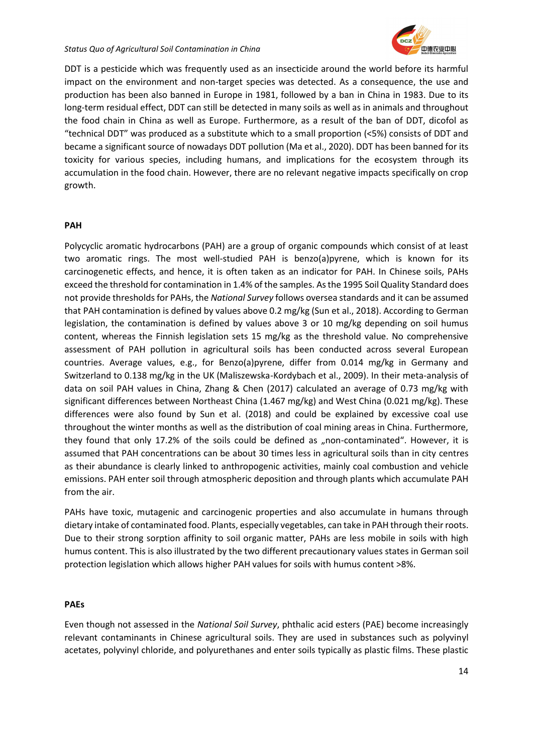DDT is a pesticide which was frequently used as an insecticide around the world before its harmful impact on the environment and non-target species was detected. As a consequence, the use and production has been also banned in Europe in 1981, followed by a ban in China in 1983. Due to its long-term residual effect, DDT can still be detected in many soils as well as in animals and throughout the food chain in China as well as Europe. Furthermore, as a result of the ban of DDT, dicofol as "technical DDT" was produced as a substitute which to a small proportion (<5%) consists of DDT and became a significant source of nowadays DDT pollution (Ma et al., 2020). DDT has been banned for its toxicity for various species, including humans, and implications for the ecosystem through its accumulation in the food chain. However, there are no relevant negative impacts specifically on crop growth.

**PAH**

Polycyclic aromatic hydrocarbons (PAH) are a group of organic compounds which consist of at least two aromatic rings. The most well-studied PAH is benzo(a)pyrene, which is known for its carcinogenetic effects, and hence, it is often taken as an indicator for PAH. In Chinese soils, PAHs exceed the threshold for contamination in 1.4% of the samples. As the 1995 Soil Quality Standard does not provide thresholds for PAHs, the *National Survey* follows oversea standards and it can be assumed that PAH contamination is defined by values above 0.2 mg/kg (Sun et al., 2018). According to German legislation, the contamination is defined by values above 3 or 10 mg/kg depending on soil humus content, whereas the Finnish legislation sets 15 mg/kg as the threshold value. No comprehensive assessment of PAH pollution in agricultural soils has been conducted across several European countries. Average values, e.g., for Benzo(a)pyrene, differ from 0.014 mg/kg in Germany and Switzerland to 0.138 mg/kg in the UK (Maliszewska-Kordybach et al., 2009). In their meta-analysis of data on soil PAH values in China, Zhang & Chen (2017) calculated an average of 0.73 mg/kg with significant differences between Northeast China (1.467 mg/kg) and West China (0.021 mg/kg). These differences were also found by Sun et al. (2018) and could be explained by excessive coal use throughout the winter months as well as the distribution of coal mining areas in China. Furthermore, they found that only 17.2% of the soils could be defined as „non-contaminated". However, it is assumed that PAH concentrations can be about 30 times less in agricultural soils than in city centres as their abundance is clearly linked to anthropogenic activities, mainly coal combustion and vehicle emissions. PAH enter soil through atmospheric deposition and through plants which accumulate PAH from the air.

PAHs have toxic, mutagenic and carcinogenic properties and also accumulate in humans through dietary intake of contaminated food. Plants, especially vegetables, can take in PAH through their roots. Due to their strong sorption affinity to soil organic matter, PAHs are less mobile in soils with high humus content. This is also illustrated by the two different precautionary values states in German soil protection legislation which allows higher PAH values for soils with humus content >8%.

**PAEs**

Even though not assessed in the *National Soil Survey*, phthalic acid esters (PAE) become increasingly relevant contaminants in Chinese agricultural soils. They are used in substances such as polyvinyl acetates, polyvinyl chloride, and polyurethanes and enter soils typically as plastic films. These plastic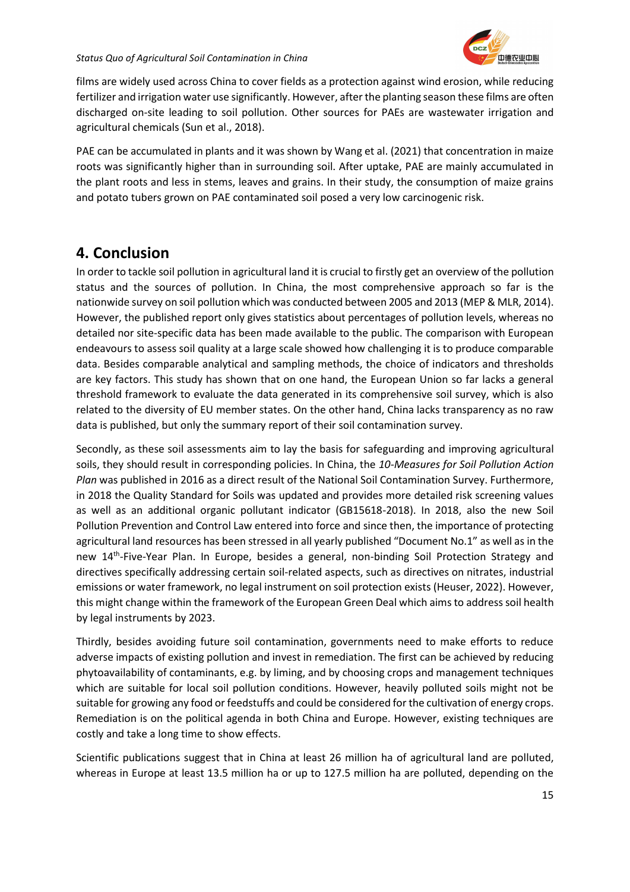films are widely used across China to cover fields as a protection against wind erosion, while reducing fertilizer and irrigation water use significantly. However, after the planting season these films are often discharged on-site leading to soil pollution. Other sources for PAEs are wastewater irrigation and agricultural chemicals (Sun et al., 2018).

PAE can be accumulated in plants and it was shown by Wang et al. (2021) that concentration in maize roots was significantly higher than in surrounding soil. After uptake, PAE are mainly accumulated in the plant roots and less in stems, leaves and grains. In their study, the consumption of maize grains and potato tubers grown on PAE contaminated soil posed a very low carcinogenic risk.

# 4. Conclusion

In order to tackle soil pollution in agricultural land it is crucial to firstly get an overview of the pollution status and the sources of pollution. In China, the most comprehensive approach so far is the nationwide survey on soil pollution which was conducted between 2005 and 2013 (MEP & MLR, 2014). However, the published report only gives statistics about percentages of pollution levels, whereas no detailed nor site-specific data has been made available to the public. The comparison with European endeavours to assess soil quality at a large scale showed how challenging it is to produce comparable data. Besides comparable analytical and sampling methods, the choice of indicators and thresholds are key factors. This study has shown that on one hand, the European Union so far lacks a general threshold framework to evaluate the data generated in its comprehensive soil survey, which is also related to the diversity of EU member states. On the other hand, China lacks transparency as no raw data is published, but only the summary report of their soil contamination survey.

Secondly, as these soil assessments aim to lay the basis for safeguarding and improving agricultural soils, they should result in corresponding policies. In China, the *10-Measures for Soil Pollution Action Plan* was published in 2016 as a direct result of the National Soil Contamination Survey. Furthermore, in 2018 the Quality Standard for Soils was updated and provides more detailed risk screening values as well as an additional organic pollutant indicator (GB15618-2018). In 2018, also the new Soil Pollution Prevention and Control Law entered into force and since then, the importance of protecting agricultural land resources has been stressed in all yearly published "Document No.1" as well as in the new 14th-Five-Year Plan. In Europe, besides a general, non-binding Soil Protection Strategy and directives specifically addressing certain soil-related aspects, such as directives on nitrates, industrial emissions or water framework, no legal instrument on soil protection exists (Heuser, 2022). However, this might change within the framework of the European Green Deal which aims to address soil health by legal instruments by 2023.

Thirdly, besides avoiding future soil contamination, governments need to make efforts to reduce adverse impacts of existing pollution and invest in remediation. The first can be achieved by reducing phytoavailability of contaminants, e.g. by liming, and by choosing crops and management techniques which are suitable for local soil pollution conditions. However, heavily polluted soils might not be suitable for growing any food or feedstuffs and could be considered for the cultivation of energy crops. Remediation is on the political agenda in both China and Europe. However, existing techniques are costly and take a long time to show effects.

Scientific publications suggest that in China at least 26 million ha of agricultural land are polluted, whereas in Europe at least 13.5 million ha or up to 127.5 million ha are polluted, depending on the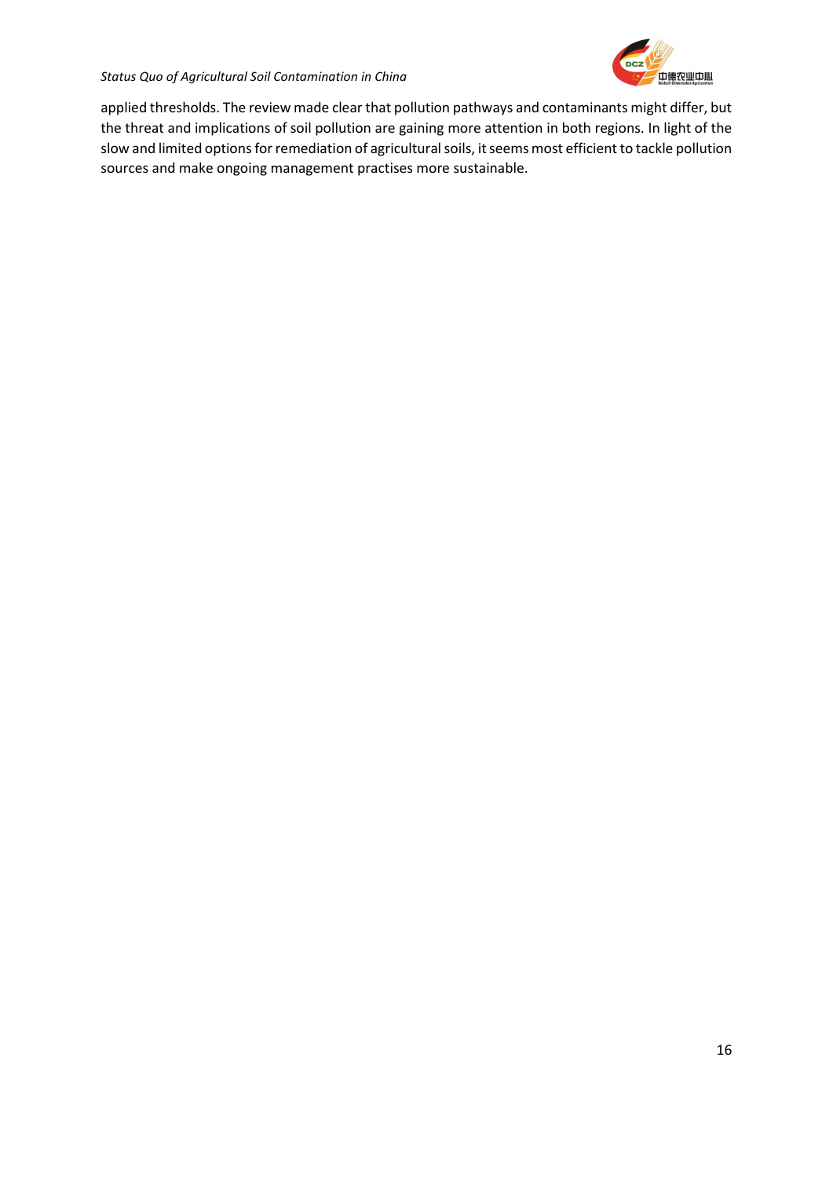applied thresholds. The review made clear that pollution pathways and contaminants might differ, but the threat and implications of soil pollution are gaining more attention in both regions. In light of the slow and limited options for remediation of agricultural soils, it seems most efficient to tackle pollution sources and make ongoing management practises more sustainable.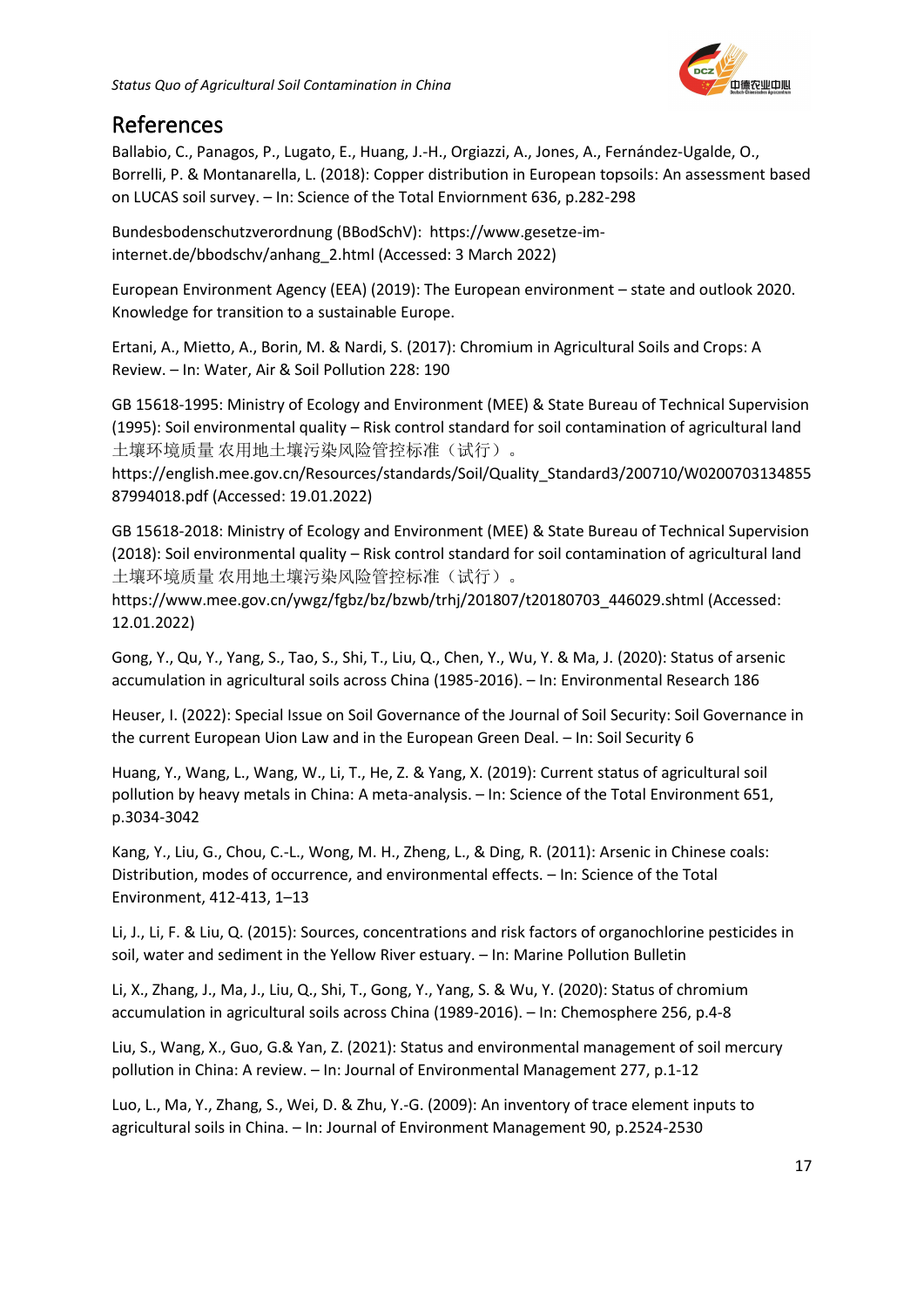# References

Ballabio, C., Panagos, P., Lugato, E., Huang, J.-H., Orgiazzi, A., Jones, A., Fernández-Ugalde, O., Borrelli, P. & Montanarella, L. (2018): Copper distribution in European topsoils: An assessment based on LUCAS soil survey. – In: Science of the Total Enviornment 636, p.282-298

Bundesbodenschutzverordnung (BBodSchV): https://www.gesetze-im-internet.de/bbodschv/anhang_2.html (Accessed: 3 March 2022)

European Environment Agency (EEA) (2019): The European environment – state and outlook 2020. Knowledge for transition to a sustainable Europe.

Ertani, A., Mietto, A., Borin, M. & Nardi, S. (2017): Chromium in Agricultural Soils and Crops: A Review. – In: Water, Air & Soil Pollution 228: 190

GB 15618-1995: Ministry of Ecology and Environment (MEE) & State Bureau of Technical Supervision (1995): Soil environmental quality – Risk control standard for soil contamination of agricultural land 土壤环境质量 农用地土壤污染风险管控标准（试行）。 https://english.mee.gov.cn/Resources/standards/Soil/Quality_Standard3/200710/W020070313485587994018.pdf (Accessed: 19.01.2022)

GB 15618-2018: Ministry of Ecology and Environment (MEE) & State Bureau of Technical Supervision (2018): Soil environmental quality – Risk control standard for soil contamination of agricultural land 土壤环境质量 农用地土壤污染风险管控标准（试行）。 https://www.mee.gov.cn/ywgz/fgbz/bz/bzwb/trhj/201807/t20180703_446029.shtml (Accessed: 12.01.2022)

Gong, Y., Qu, Y., Yang, S., Tao, S., Shi, T., Liu, Q., Chen, Y., Wu, Y. & Ma, J. (2020): Status of arsenic accumulation in agricultural soils across China (1985-2016). – In: Environmental Research 186

Heuser, I. (2022): Special Issue on Soil Governance of the Journal of Soil Security: Soil Governance in the current European Uion Law and in the European Green Deal. – In: Soil Security 6

Huang, Y., Wang, L., Wang, W., Li, T., He, Z. & Yang, X. (2019): Current status of agricultural soil pollution by heavy metals in China: A meta-analysis. – In: Science of the Total Environment 651, p.3034-3042

Kang, Y., Liu, G., Chou, C.-L., Wong, M. H., Zheng, L., & Ding, R. (2011): Arsenic in Chinese coals: Distribution, modes of occurrence, and environmental effects. – In: Science of the Total Environment, 412-413, 1–13

Li, J., Li, F. & Liu, Q. (2015): Sources, concentrations and risk factors of organochlorine pesticides in soil, water and sediment in the Yellow River estuary. – In: Marine Pollution Bulletin

Li, X., Zhang, J., Ma, J., Liu, Q., Shi, T., Gong, Y., Yang, S. & Wu, Y. (2020): Status of chromium accumulation in agricultural soils across China (1989-2016). – In: Chemosphere 256, p.4-8

Liu, S., Wang, X., Guo, G.& Yan, Z. (2021): Status and environmental management of soil mercury pollution in China: A review. – In: Journal of Environmental Management 277, p.1-12

Luo, L., Ma, Y., Zhang, S., Wei, D. & Zhu, Y.-G. (2009): An inventory of trace element inputs to agricultural soils in China. – In: Journal of Environment Management 90, p.2524-2530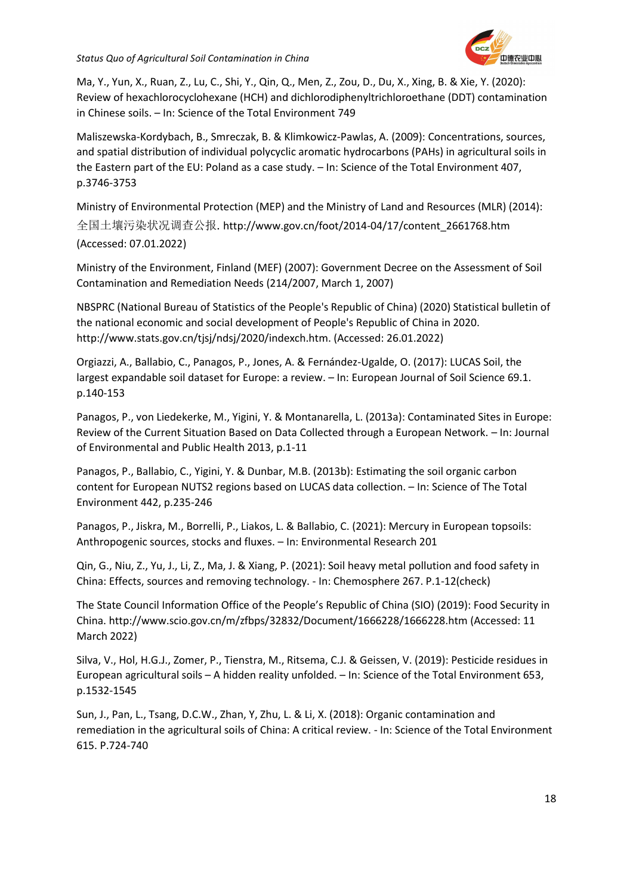Ma, Y., Yun, X., Ruan, Z., Lu, C., Shi, Y., Qin, Q., Men, Z., Zou, D., Du, X., Xing, B. & Xie, Y. (2020): Review of hexachlorocyclohexane (HCH) and dichlorodiphenyltrichloroethane (DDT) contamination in Chinese soils. – In: Science of the Total Environment 749

Maliszewska-Kordybach, B., Smreczak, B. & Klimkowicz-Pawlas, A. (2009): Concentrations, sources, and spatial distribution of individual polycyclic aromatic hydrocarbons (PAHs) in agricultural soils in the Eastern part of the EU: Poland as a case study. – In: Science of the Total Environment 407, p.3746-3753

Ministry of Environmental Protection (MEP) and the Ministry of Land and Resources (MLR) (2014): 全国土壤污染状况调查公报. http://www.gov.cn/foot/2014-04/17/content_2661768.htm (Accessed: 07.01.2022)

Ministry of the Environment, Finland (MEF) (2007): Government Decree on the Assessment of Soil Contamination and Remediation Needs (214/2007, March 1, 2007)

NBSPRC (National Bureau of Statistics of the People's Republic of China) (2020) Statistical bulletin of the national economic and social development of People's Republic of China in 2020. http://www.stats.gov.cn/tjsj/ndsj/2020/indexch.htm. (Accessed: 26.01.2022)

Orgiazzi, A., Ballabio, C., Panagos, P., Jones, A. & Fernández-Ugalde, O. (2017): LUCAS Soil, the largest expandable soil dataset for Europe: a review. – In: European Journal of Soil Science 69.1. p.140-153

Panagos, P., von Liedekerke, M., Yigini, Y. & Montanarella, L. (2013a): Contaminated Sites in Europe: Review of the Current Situation Based on Data Collected through a European Network. – In: Journal of Environmental and Public Health 2013, p.1-11

Panagos, P., Ballabio, C., Yigini, Y. & Dunbar, M.B. (2013b): Estimating the soil organic carbon content for European NUTS2 regions based on LUCAS data collection. – In: Science of The Total Environment 442, p.235-246

Panagos, P., Jiskra, M., Borrelli, P., Liakos, L. & Ballabio, C. (2021): Mercury in European topsoils: Anthropogenic sources, stocks and fluxes. – In: Environmental Research 201

Qin, G., Niu, Z., Yu, J., Li, Z., Ma, J. & Xiang, P. (2021): Soil heavy metal pollution and food safety in China: Effects, sources and removing technology. - In: Chemosphere 267. P.1-12(check)

The State Council Information Office of the People's Republic of China (SIO) (2019): Food Security in China. http://www.scio.gov.cn/m/zfbps/32832/Document/1666228/1666228.htm (Accessed: 11 March 2022)

Silva, V., Hol, H.G.J., Zomer, P., Tienstra, M., Ritsema, C.J. & Geissen, V. (2019): Pesticide residues in European agricultural soils – A hidden reality unfolded. – In: Science of the Total Environment 653, p.1532-1545

Sun, J., Pan, L., Tsang, D.C.W., Zhan, Y, Zhu, L. & Li, X. (2018): Organic contamination and remediation in the agricultural soils of China: A critical review. - In: Science of the Total Environment 615. P.724-740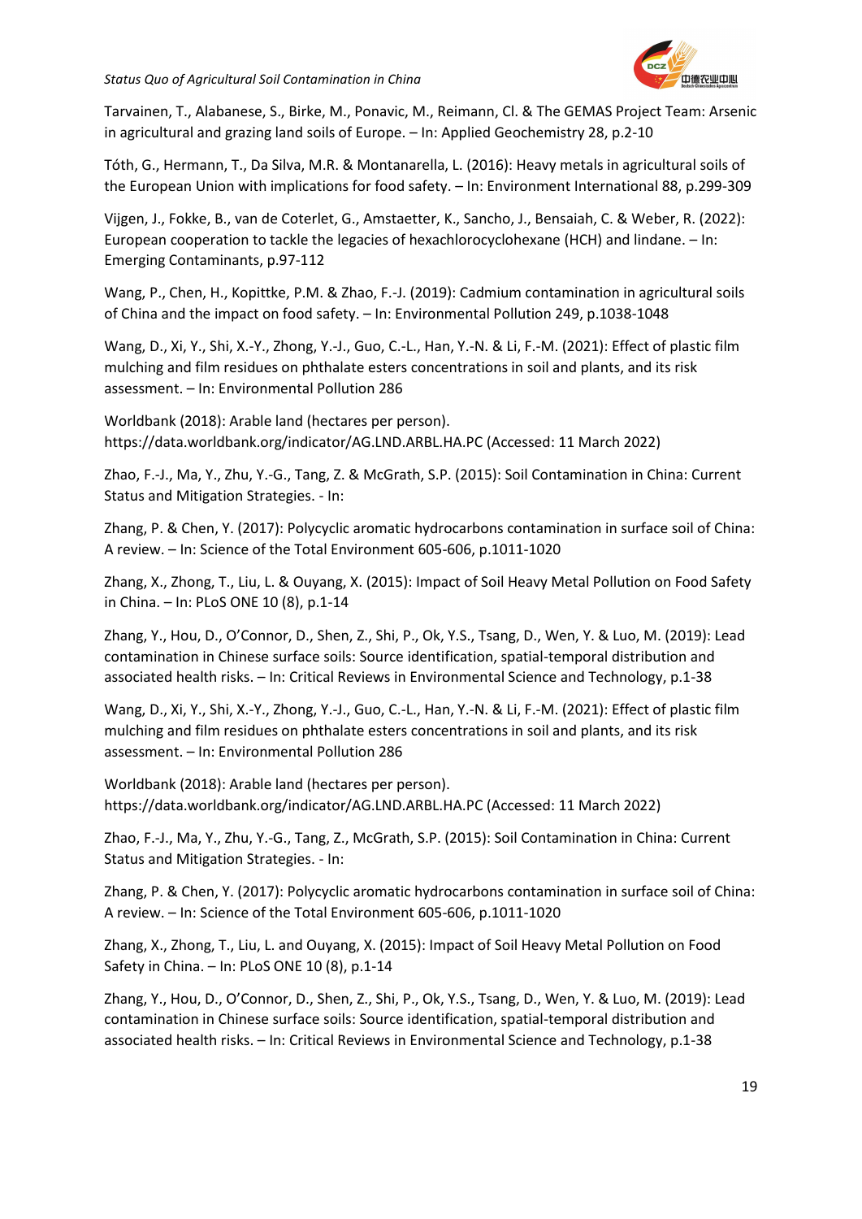Tarvainen, T., Alabanese, S., Birke, M., Ponavic, M., Reimann, Cl. & The GEMAS Project Team: Arsenic in agricultural and grazing land soils of Europe. – In: Applied Geochemistry 28, p.2-10

Tóth, G., Hermann, T., Da Silva, M.R. & Montanarella, L. (2016): Heavy metals in agricultural soils of the European Union with implications for food safety. – In: Environment International 88, p.299-309

Vijgen, J., Fokke, B., van de Coterlet, G., Amstaetter, K., Sancho, J., Bensaiah, C. & Weber, R. (2022): European cooperation to tackle the legacies of hexachlorocyclohexane (HCH) and lindane. – In: Emerging Contaminants, p.97-112

Wang, P., Chen, H., Kopittke, P.M. & Zhao, F.-J. (2019): Cadmium contamination in agricultural soils of China and the impact on food safety. – In: Environmental Pollution 249, p.1038-1048

Wang, D., Xi, Y., Shi, X.-Y., Zhong, Y.-J., Guo, C.-L., Han, Y.-N. & Li, F.-M. (2021): Effect of plastic film mulching and film residues on phthalate esters concentrations in soil and plants, and its risk assessment. – In: Environmental Pollution 286

Worldbank (2018): Arable land (hectares per person). https://data.worldbank.org/indicator/AG.LND.ARBL.HA.PC (Accessed: 11 March 2022)

Zhao, F.-J., Ma, Y., Zhu, Y.-G., Tang, Z. & McGrath, S.P. (2015): Soil Contamination in China: Current Status and Mitigation Strategies. - In:

Zhang, P. & Chen, Y. (2017): Polycyclic aromatic hydrocarbons contamination in surface soil of China: A review. – In: Science of the Total Environment 605-606, p.1011-1020

Zhang, X., Zhong, T., Liu, L. & Ouyang, X. (2015): Impact of Soil Heavy Metal Pollution on Food Safety in China. – In: PLoS ONE 10 (8), p.1-14

Zhang, Y., Hou, D., O'Connor, D., Shen, Z., Shi, P., Ok, Y.S., Tsang, D., Wen, Y. & Luo, M. (2019): Lead contamination in Chinese surface soils: Source identification, spatial-temporal distribution and associated health risks. – In: Critical Reviews in Environmental Science and Technology, p.1-38

Wang, D., Xi, Y., Shi, X.-Y., Zhong, Y.-J., Guo, C.-L., Han, Y.-N. & Li, F.-M. (2021): Effect of plastic film mulching and film residues on phthalate esters concentrations in soil and plants, and its risk assessment. – In: Environmental Pollution 286

Worldbank (2018): Arable land (hectares per person). https://data.worldbank.org/indicator/AG.LND.ARBL.HA.PC (Accessed: 11 March 2022)

Zhao, F.-J., Ma, Y., Zhu, Y.-G., Tang, Z., McGrath, S.P. (2015): Soil Contamination in China: Current Status and Mitigation Strategies. - In:

Zhang, P. & Chen, Y. (2017): Polycyclic aromatic hydrocarbons contamination in surface soil of China: A review. – In: Science of the Total Environment 605-606, p.1011-1020

Zhang, X., Zhong, T., Liu, L. and Ouyang, X. (2015): Impact of Soil Heavy Metal Pollution on Food Safety in China. – In: PLoS ONE 10 (8), p.1-14

Zhang, Y., Hou, D., O'Connor, D., Shen, Z., Shi, P., Ok, Y.S., Tsang, D., Wen, Y. & Luo, M. (2019): Lead contamination in Chinese surface soils: Source identification, spatial-temporal distribution and associated health risks. – In: Critical Reviews in Environmental Science and Technology, p.1-38